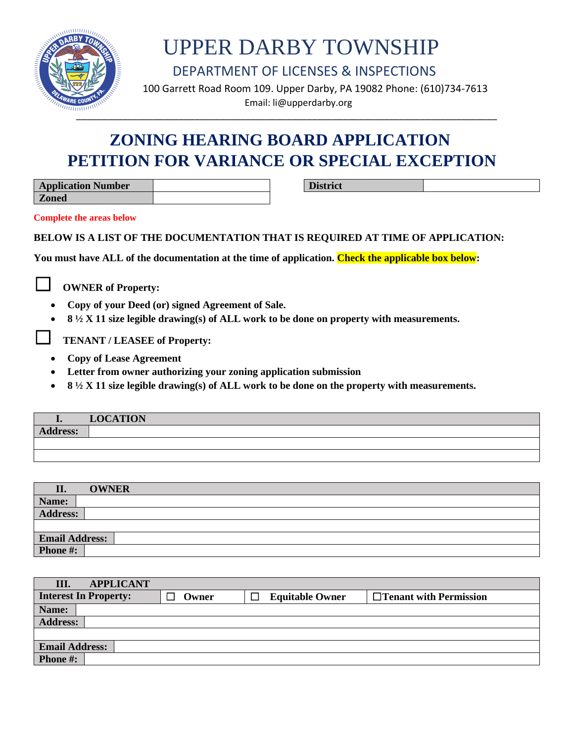# UPPER DARBY TOWNSHIP

## DEPARTMENT OF LICENSES & INSPECTIONS

100 Garrett Road Room 109. Upper Darby, PA 19082 Phone: (610)734-7613

Email: li@upperdarby.org

# ZONING HEARING BOARD APPLICATION
# PETITION FOR VARIANCE OR SPECIAL EXCEPTION

| **Application Number** | |
|---|---|
| **Zoned** | |

| **District** | |
|---|---|

**Complete the areas below**

**BELOW IS A LIST OF THE DOCUMENTATION THAT IS REQUIRED AT TIME OF APPLICATION:**

**You must have ALL of the documentation at the time of application. Check the applicable box below:**

☐ **OWNER of Property:**

- **Copy of your Deed (or) signed Agreement of Sale.**
- **8 ½ X 11 size legible drawing(s) of ALL work to be done on property with measurements.**

☐ **TENANT / LEASEE of Property:**

- **Copy of Lease Agreement**
- **Letter from owner authorizing your zoning application submission**
- **8 ½ X 11 size legible drawing(s) of ALL work to be done on the property with measurements.**

| **I. LOCATION** | |
|---|---|
| **Address:** | |
| | |
| | |

| **II. OWNER** | |
|---|---|
| **Name:** | |
| **Address:** | |
| | |
| **Email Address:** | |
| **Phone #:** | |

| **III. APPLICANT** | | | |
|---|---|---|---|
| **Interest In Property:** | ☐ **Owner** | ☐ **Equitable Owner** | ☐ **Tenant with Permission** |
| **Name:** | | | |
| **Address:** | | | |
| | | | |
| **Email Address:** | | | |
| **Phone #:** | | | |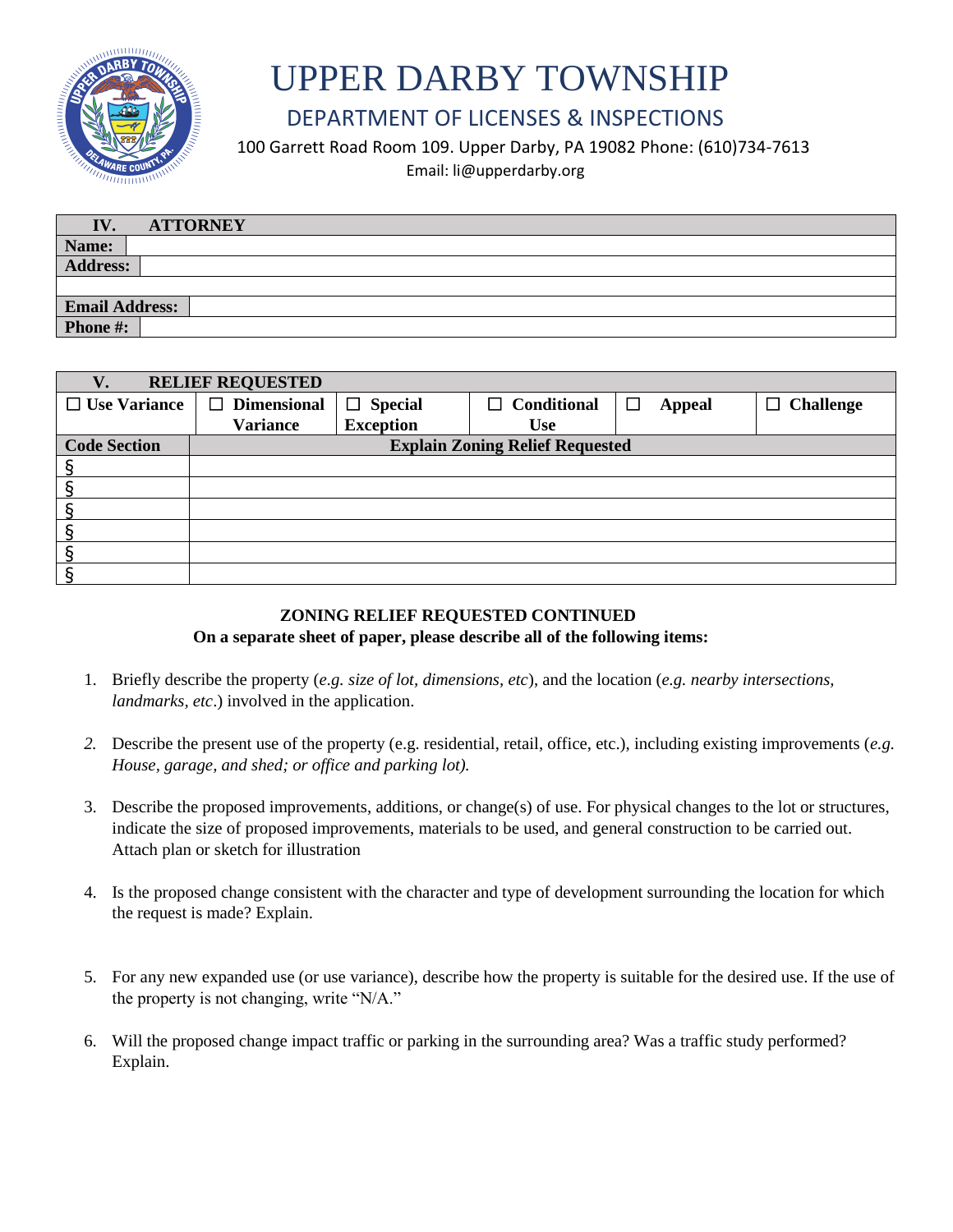# UPPER DARBY TOWNSHIP

## DEPARTMENT OF LICENSES & INSPECTIONS

100 Garrett Road Room 109. Upper Darby, PA 19082 Phone: (610)734-7613

Email: li@upperdarby.org

| **IV. ATTORNEY** | |
|---|---|
| **Name:** | |
| **Address:** | |
| | |
| **Email Address:** | |
| **Phone #:** | |

| **V. RELIEF REQUESTED** | | | | | |
|---|---|---|---|---|---|
| ☐ **Use Variance** | ☐ **Dimensional Variance** | ☐ **Special Exception** | ☐ **Conditional Use** | ☐ **Appeal** | ☐ **Challenge** |

| **Code Section** | **Explain Zoning Relief Requested** |
|---|---|
| § | |
| § | |
| § | |
| § | |
| § | |
| § | |

**ZONING RELIEF REQUESTED CONTINUED**

**On a separate sheet of paper, please describe all of the following items:**

1. Briefly describe the property (*e.g. size of lot, dimensions, etc*), and the location (*e.g. nearby intersections, landmarks, etc*.) involved in the application.

2. Describe the present use of the property (e.g. residential, retail, office, etc.), including existing improvements (*e.g. House, garage, and shed; or office and parking lot).*

3. Describe the proposed improvements, additions, or change(s) of use. For physical changes to the lot or structures, indicate the size of proposed improvements, materials to be used, and general construction to be carried out. Attach plan or sketch for illustration

4. Is the proposed change consistent with the character and type of development surrounding the location for which the request is made? Explain.

5. For any new expanded use (or use variance), describe how the property is suitable for the desired use. If the use of the property is not changing, write "N/A."

6. Will the proposed change impact traffic or parking in the surrounding area? Was a traffic study performed? Explain.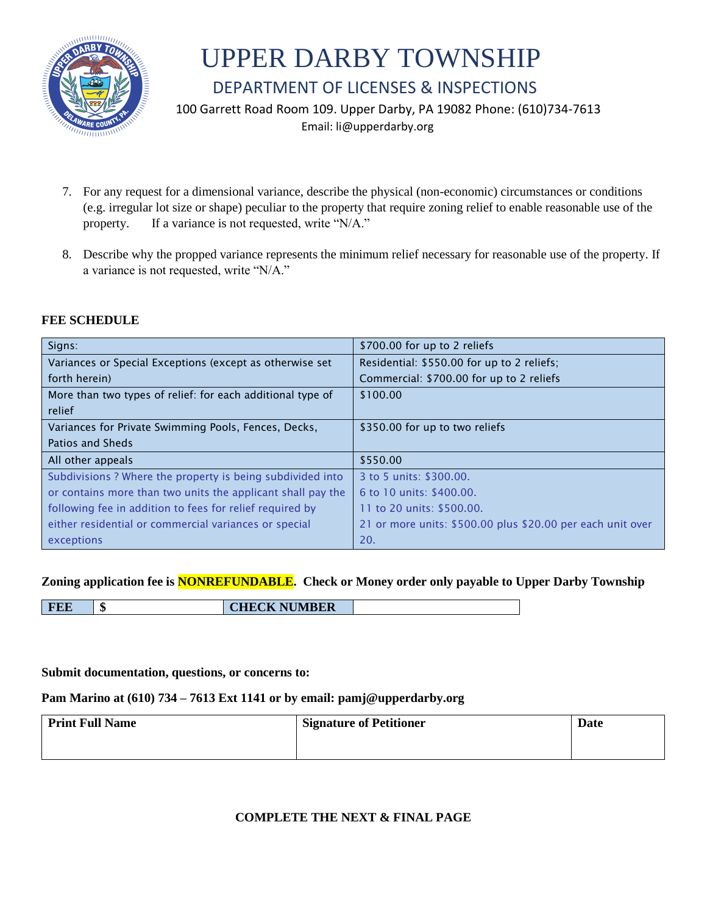# UPPER DARBY TOWNSHIP

## DEPARTMENT OF LICENSES & INSPECTIONS

100 Garrett Road Room 109. Upper Darby, PA 19082 Phone: (610)734-7613

Email: li@upperdarby.org

7. For any request for a dimensional variance, describe the physical (non-economic) circumstances or conditions (e.g. irregular lot size or shape) peculiar to the property that require zoning relief to enable reasonable use of the property. If a variance is not requested, write "N/A."

8. Describe why the propped variance represents the minimum relief necessary for reasonable use of the property. If a variance is not requested, write "N/A."

**FEE SCHEDULE**

| | |
|---|---|
| Signs: | $700.00 for up to 2 reliefs |
| Variances or Special Exceptions (except as otherwise set forth herein) | Residential: $550.00 for up to 2 reliefs; Commercial: $700.00 for up to 2 reliefs |
| More than two types of relief: for each additional type of relief | $100.00 |
| Variances for Private Swimming Pools, Fences, Decks, Patios and Sheds | $350.00 for up to two reliefs |
| All other appeals | $550.00 |
| Subdivisions ? Where the property is being subdivided into or contains more than two units the applicant shall pay the following fee in addition to fees for relief required by either residential or commercial variances or special exceptions | 3 to 5 units: $300.00. 6 to 10 units: $400.00. 11 to 20 units: $500.00. 21 or more units: $500.00 plus $20.00 per each unit over 20. |

**Zoning application fee is NONREFUNDABLE. Check or Money order only payable to Upper Darby Township**

| FEE | $ | CHECK NUMBER | |
|---|---|---|---|

**Submit documentation, questions, or concerns to:**

**Pam Marino at (610) 734 – 7613 Ext 1141 or by email: pamj@upperdarby.org**

| Print Full Name | Signature of Petitioner | Date |
|---|---|---|
| | | |

**COMPLETE THE NEXT & FINAL PAGE**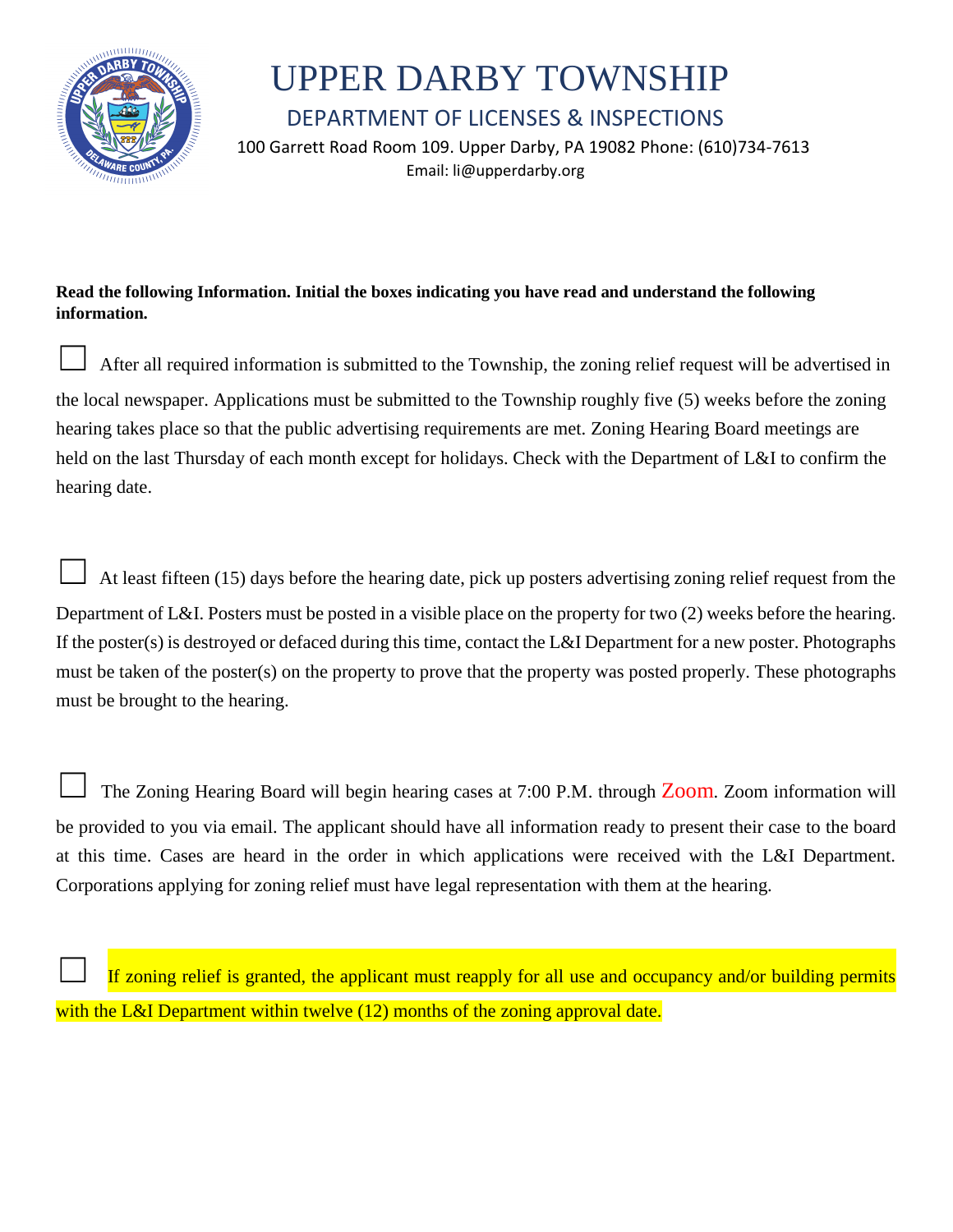# UPPER DARBY TOWNSHIP

## DEPARTMENT OF LICENSES & INSPECTIONS

100 Garrett Road Room 109. Upper Darby, PA 19082 Phone: (610)734-7613
Email: li@upperdarby.org

**Read the following Information. Initial the boxes indicating you have read and understand the following information.**

☐ After all required information is submitted to the Township, the zoning relief request will be advertised in the local newspaper. Applications must be submitted to the Township roughly five (5) weeks before the zoning hearing takes place so that the public advertising requirements are met. Zoning Hearing Board meetings are held on the last Thursday of each month except for holidays. Check with the Department of L&I to confirm the hearing date.

☐ At least fifteen (15) days before the hearing date, pick up posters advertising zoning relief request from the Department of L&I. Posters must be posted in a visible place on the property for two (2) weeks before the hearing. If the poster(s) is destroyed or defaced during this time, contact the L&I Department for a new poster. Photographs must be taken of the poster(s) on the property to prove that the property was posted properly. These photographs must be brought to the hearing.

☐ The Zoning Hearing Board will begin hearing cases at 7:00 P.M. through Zoom. Zoom information will be provided to you via email. The applicant should have all information ready to present their case to the board at this time. Cases are heard in the order in which applications were received with the L&I Department. Corporations applying for zoning relief must have legal representation with them at the hearing.

☐ If zoning relief is granted, the applicant must reapply for all use and occupancy and/or building permits with the L&I Department within twelve (12) months of the zoning approval date.